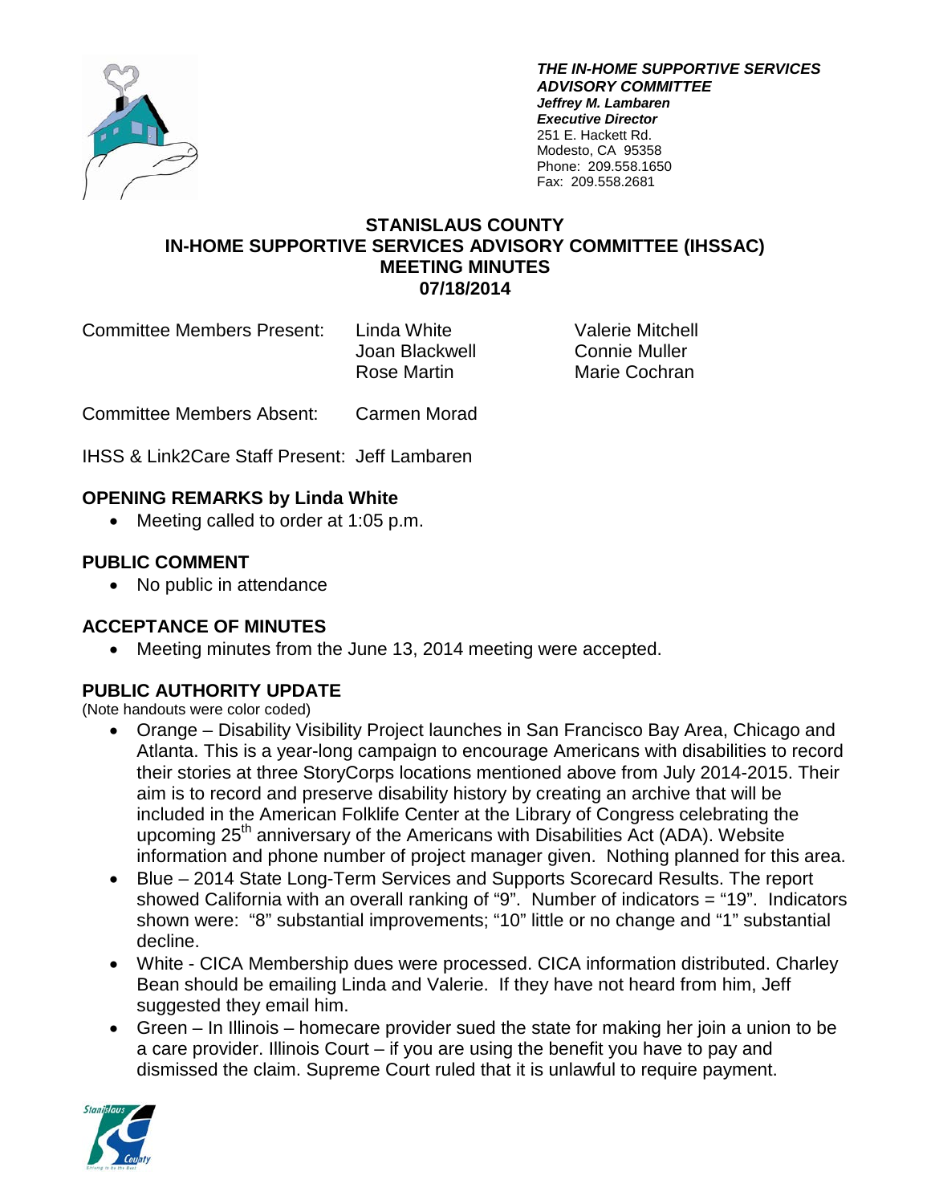***THE IN-HOME SUPPORTIVE SERVICES ADVISORY COMMITTEE***
***Jeffrey M. Lambaren***
***Executive Director***
251 E. Hackett Rd.
Modesto, CA 95358
Phone: 209.558.1650
Fax: 209.558.2681

# STANISLAUS COUNTY
# IN-HOME SUPPORTIVE SERVICES ADVISORY COMMITTEE (IHSSAC)
# MEETING MINUTES
# 07/18/2014

Committee Members Present: Linda White, Joan Blackwell, Rose Martin, Valerie Mitchell, Connie Muller, Marie Cochran

Committee Members Absent: Carmen Morad

IHSS & Link2Care Staff Present: Jeff Lambaren

## OPENING REMARKS by Linda White

- Meeting called to order at 1:05 p.m.

## PUBLIC COMMENT

- No public in attendance

## ACCEPTANCE OF MINUTES

- Meeting minutes from the June 13, 2014 meeting were accepted.

## PUBLIC AUTHORITY UPDATE

(Note handouts were color coded)

- Orange – Disability Visibility Project launches in San Francisco Bay Area, Chicago and Atlanta. This is a year-long campaign to encourage Americans with disabilities to record their stories at three StoryCorps locations mentioned above from July 2014-2015. Their aim is to record and preserve disability history by creating an archive that will be included in the American Folklife Center at the Library of Congress celebrating the upcoming 25th anniversary of the Americans with Disabilities Act (ADA). Website information and phone number of project manager given. Nothing planned for this area.
- Blue – 2014 State Long-Term Services and Supports Scorecard Results. The report showed California with an overall ranking of "9". Number of indicators = "19". Indicators shown were: "8" substantial improvements; "10" little or no change and "1" substantial decline.
- White - CICA Membership dues were processed. CICA information distributed. Charley Bean should be emailing Linda and Valerie. If they have not heard from him, Jeff suggested they email him.
- Green – In Illinois – homecare provider sued the state for making her join a union to be a care provider. Illinois Court – if you are using the benefit you have to pay and dismissed the claim. Supreme Court ruled that it is unlawful to require payment.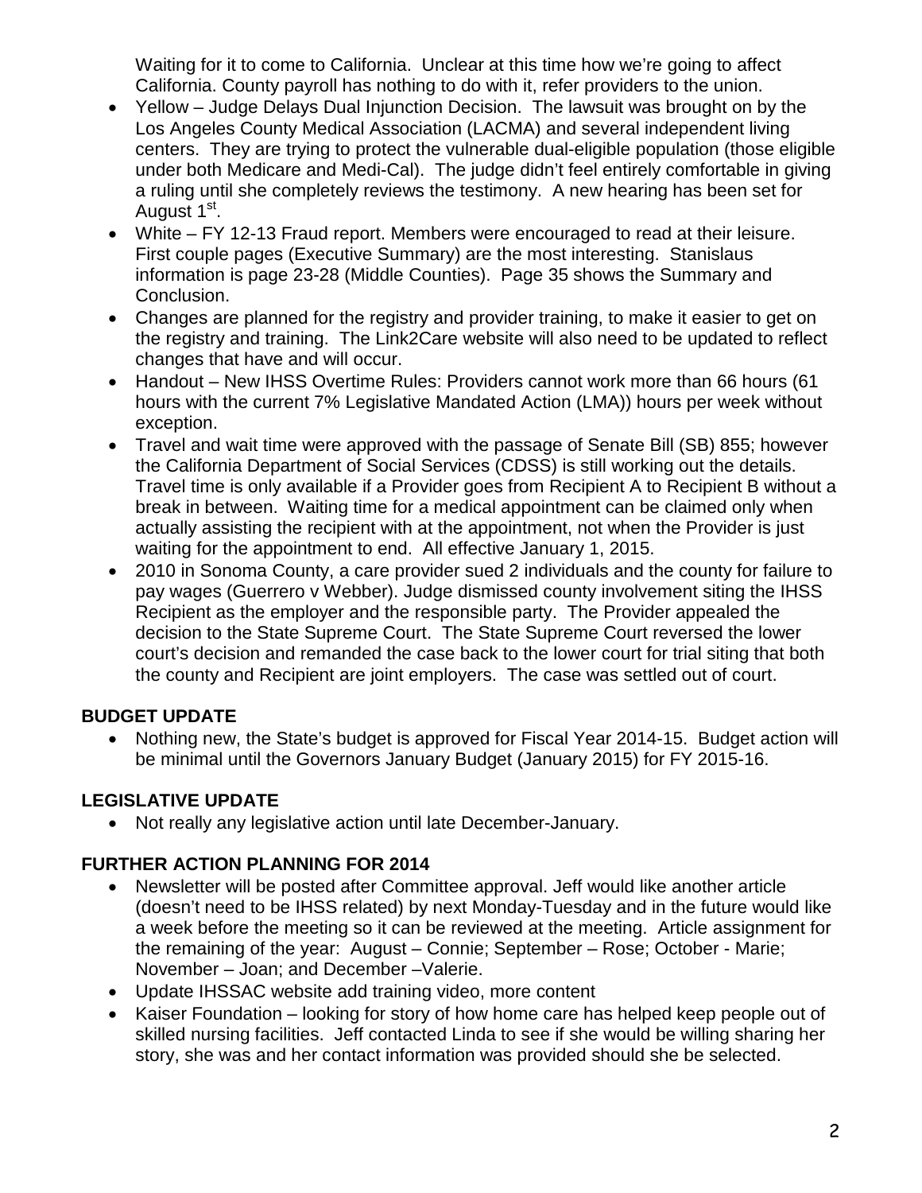Waiting for it to come to California. Unclear at this time how we're going to affect California. County payroll has nothing to do with it, refer providers to the union.

- Yellow – Judge Delays Dual Injunction Decision. The lawsuit was brought on by the Los Angeles County Medical Association (LACMA) and several independent living centers. They are trying to protect the vulnerable dual-eligible population (those eligible under both Medicare and Medi-Cal). The judge didn't feel entirely comfortable in giving a ruling until she completely reviews the testimony. A new hearing has been set for August 1st.
- White – FY 12-13 Fraud report. Members were encouraged to read at their leisure. First couple pages (Executive Summary) are the most interesting. Stanislaus information is page 23-28 (Middle Counties). Page 35 shows the Summary and Conclusion.
- Changes are planned for the registry and provider training, to make it easier to get on the registry and training. The Link2Care website will also need to be updated to reflect changes that have and will occur.
- Handout – New IHSS Overtime Rules: Providers cannot work more than 66 hours (61 hours with the current 7% Legislative Mandated Action (LMA)) hours per week without exception.
- Travel and wait time were approved with the passage of Senate Bill (SB) 855; however the California Department of Social Services (CDSS) is still working out the details. Travel time is only available if a Provider goes from Recipient A to Recipient B without a break in between. Waiting time for a medical appointment can be claimed only when actually assisting the recipient with at the appointment, not when the Provider is just waiting for the appointment to end. All effective January 1, 2015.
- 2010 in Sonoma County, a care provider sued 2 individuals and the county for failure to pay wages (Guerrero v Webber). Judge dismissed county involvement siting the IHSS Recipient as the employer and the responsible party. The Provider appealed the decision to the State Supreme Court. The State Supreme Court reversed the lower court's decision and remanded the case back to the lower court for trial siting that both the county and Recipient are joint employers. The case was settled out of court.

**BUDGET UPDATE**

- Nothing new, the State's budget is approved for Fiscal Year 2014-15. Budget action will be minimal until the Governors January Budget (January 2015) for FY 2015-16.

**LEGISLATIVE UPDATE**

- Not really any legislative action until late December-January.

**FURTHER ACTION PLANNING FOR 2014**

- Newsletter will be posted after Committee approval. Jeff would like another article (doesn't need to be IHSS related) by next Monday-Tuesday and in the future would like a week before the meeting so it can be reviewed at the meeting. Article assignment for the remaining of the year: August – Connie; September – Rose; October - Marie; November – Joan; and December –Valerie.
- Update IHSSAC website add training video, more content
- Kaiser Foundation – looking for story of how home care has helped keep people out of skilled nursing facilities. Jeff contacted Linda to see if she would be willing sharing her story, she was and her contact information was provided should she be selected.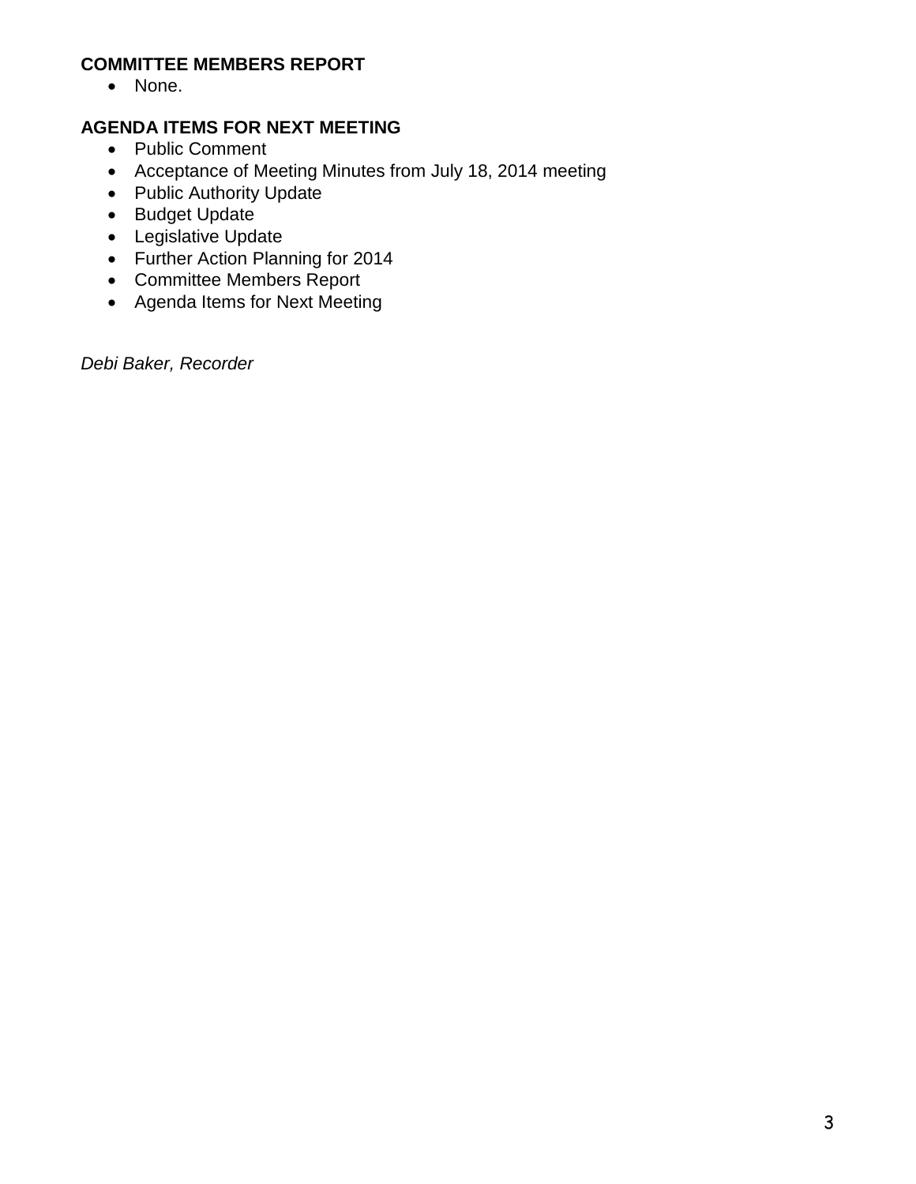**COMMITTEE MEMBERS REPORT**

- None.

**AGENDA ITEMS FOR NEXT MEETING**

- Public Comment
- Acceptance of Meeting Minutes from July 18, 2014 meeting
- Public Authority Update
- Budget Update
- Legislative Update
- Further Action Planning for 2014
- Committee Members Report
- Agenda Items for Next Meeting

*Debi Baker, Recorder*